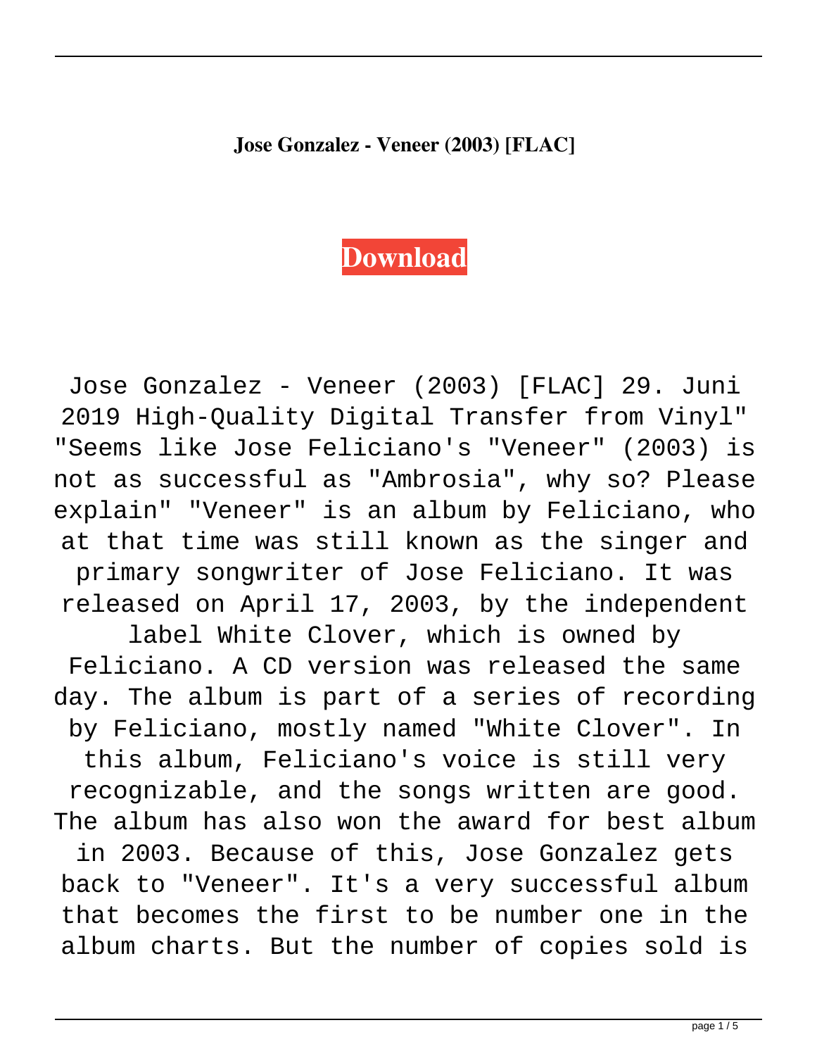**Jose Gonzalez - Veneer (2003) [FLAC]**

**Download**

Jose Gonzalez - Veneer (2003) [FLAC] 29. Juni 2019 High-Quality Digital Transfer from Vinyl" "Seems like Jose Feliciano's "Veneer" (2003) is not as successful as "Ambrosia", why so? Please explain" "Veneer" is an album by Feliciano, who at that time was still known as the singer and primary songwriter of Jose Feliciano. It was released on April 17, 2003, by the independent label White Clover, which is owned by Feliciano. A CD version was released the same day. The album is part of a series of recording by Feliciano, mostly named "White Clover". In this album, Feliciano's voice is still very recognizable, and the songs written are good. The album has also won the award for best album in 2003. Because of this, Jose Gonzalez gets back to "Veneer". It's a very successful album that becomes the first to be number one in the album charts. But the number of copies sold is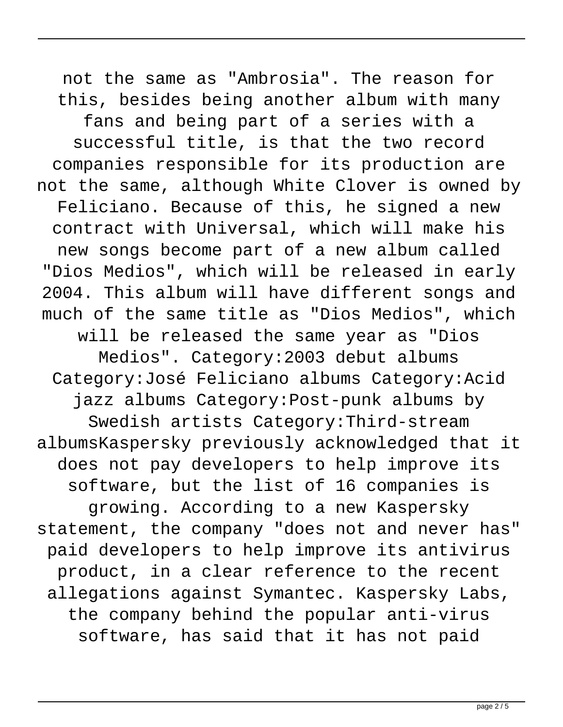not the same as "Ambrosia". The reason for this, besides being another album with many fans and being part of a series with a successful title, is that the two record companies responsible for its production are not the same, although White Clover is owned by Feliciano. Because of this, he signed a new contract with Universal, which will make his new songs become part of a new album called "Dios Medios", which will be released in early 2004. This album will have different songs and much of the same title as "Dios Medios", which will be released the same year as "Dios Medios". Category:2003 debut albums Category:José Feliciano albums Category:Acid jazz albums Category:Post-punk albums by Swedish artists Category:Third-stream albumsKaspersky previously acknowledged that it does not pay developers to help improve its software, but the list of 16 companies is growing. According to a new Kaspersky statement, the company "does not and never has" paid developers to help improve its antivirus product, in a clear reference to the recent allegations against Symantec. Kaspersky Labs, the company behind the popular anti-virus software, has said that it has not paid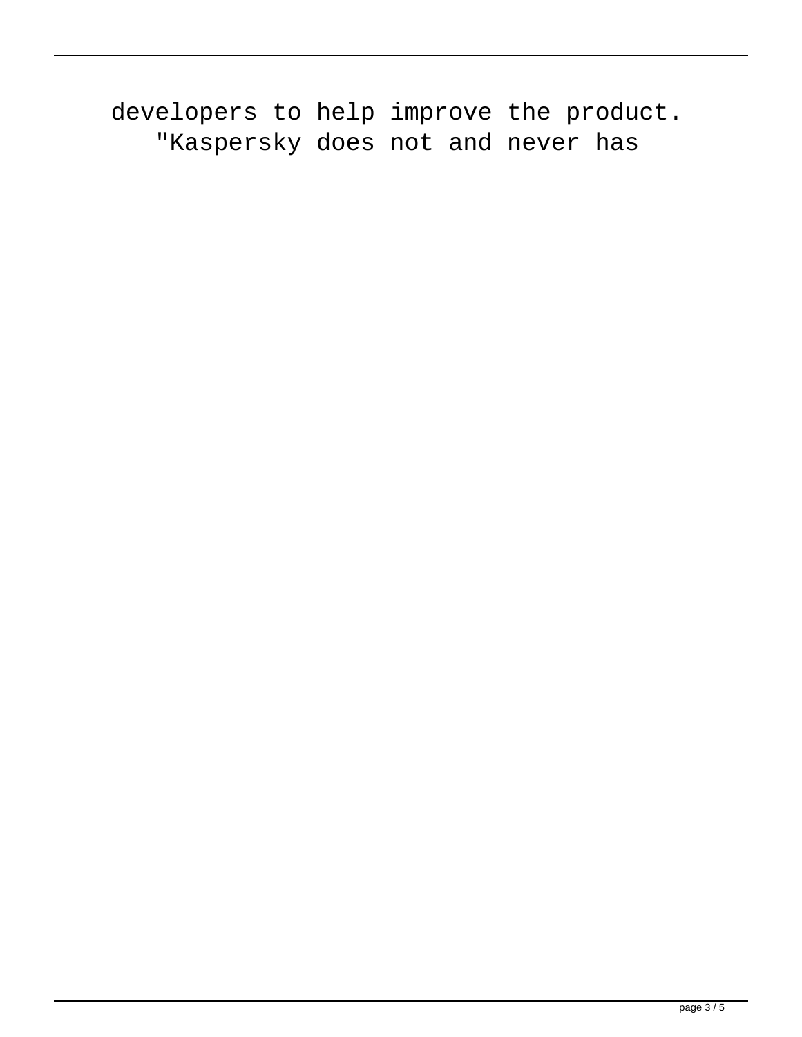developers to help improve the product. "Kaspersky does not and never has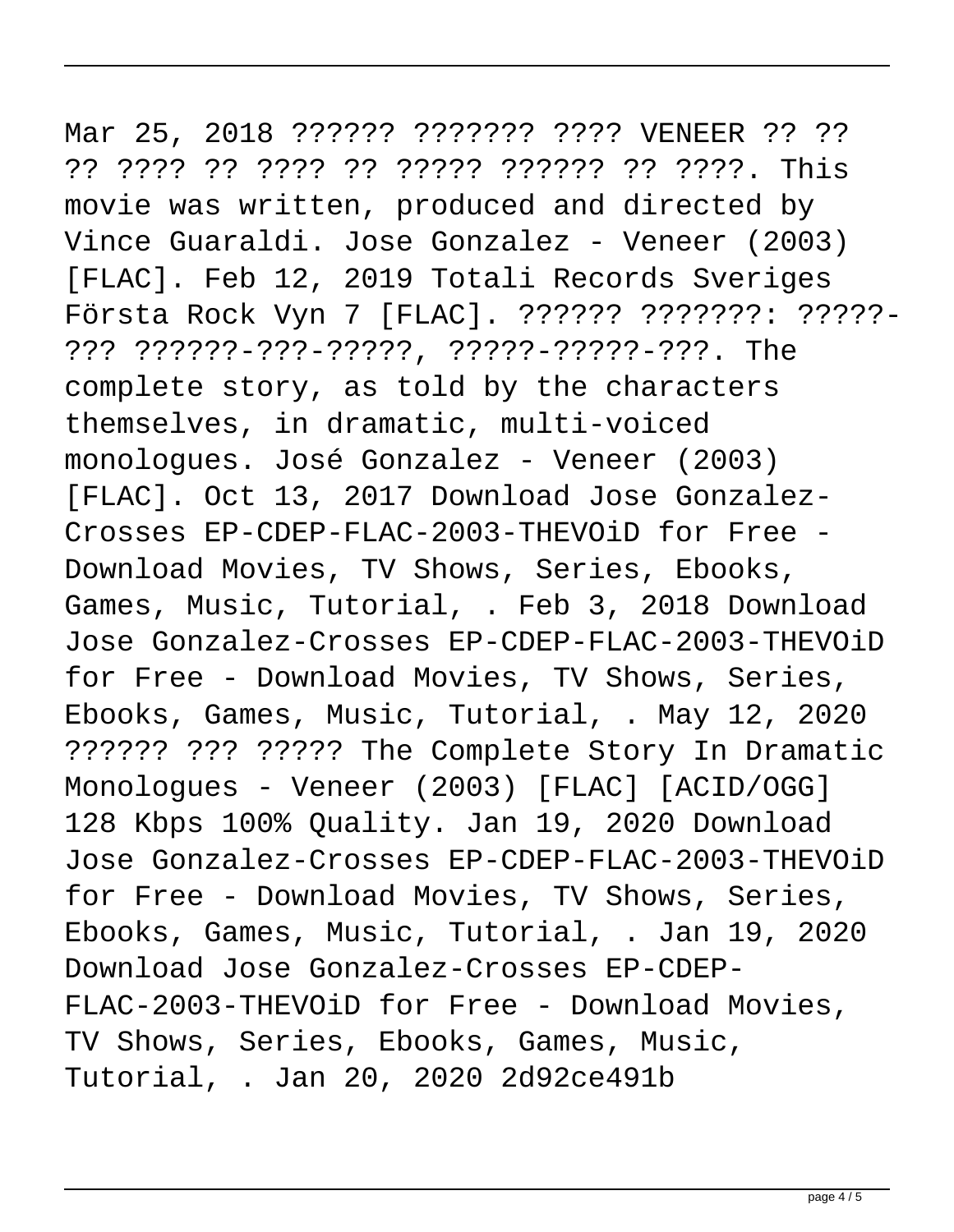Mar 25, 2018 ?????? ??????? ???? VENEER ?? ?? ?? ???? ?? ???? ?? ????? ?????? ?? ????. This movie was written, produced and directed by Vince Guaraldi. Jose Gonzalez - Veneer (2003) [FLAC]. Feb 12, 2019 Totali Records Sveriges Första Rock Vyn 7 [FLAC]. ?????? ???????: ?????-??? ??????-???-?????, ?????-?????-???. The complete story, as told by the characters themselves, in dramatic, multi-voiced monologues. José Gonzalez - Veneer (2003) [FLAC]. Oct 13, 2017 Download Jose Gonzalez-Crosses EP-CDEP-FLAC-2003-THEVOiD for Free - Download Movies, TV Shows, Series, Ebooks, Games, Music, Tutorial, . Feb 3, 2018 Download Jose Gonzalez-Crosses EP-CDEP-FLAC-2003-THEVOiD for Free - Download Movies, TV Shows, Series, Ebooks, Games, Music, Tutorial, . May 12, 2020 ?????? ??? ????? The Complete Story In Dramatic Monologues - Veneer (2003) [FLAC] [ACID/OGG] 128 Kbps 100% Quality. Jan 19, 2020 Download Jose Gonzalez-Crosses EP-CDEP-FLAC-2003-THEVOiD for Free - Download Movies, TV Shows, Series, Ebooks, Games, Music, Tutorial, . Jan 19, 2020 Download Jose Gonzalez-Crosses EP-CDEP-FLAC-2003-THEVOiD for Free - Download Movies, TV Shows, Series, Ebooks, Games, Music, Tutorial, . Jan 20, 2020 2d92ce491b